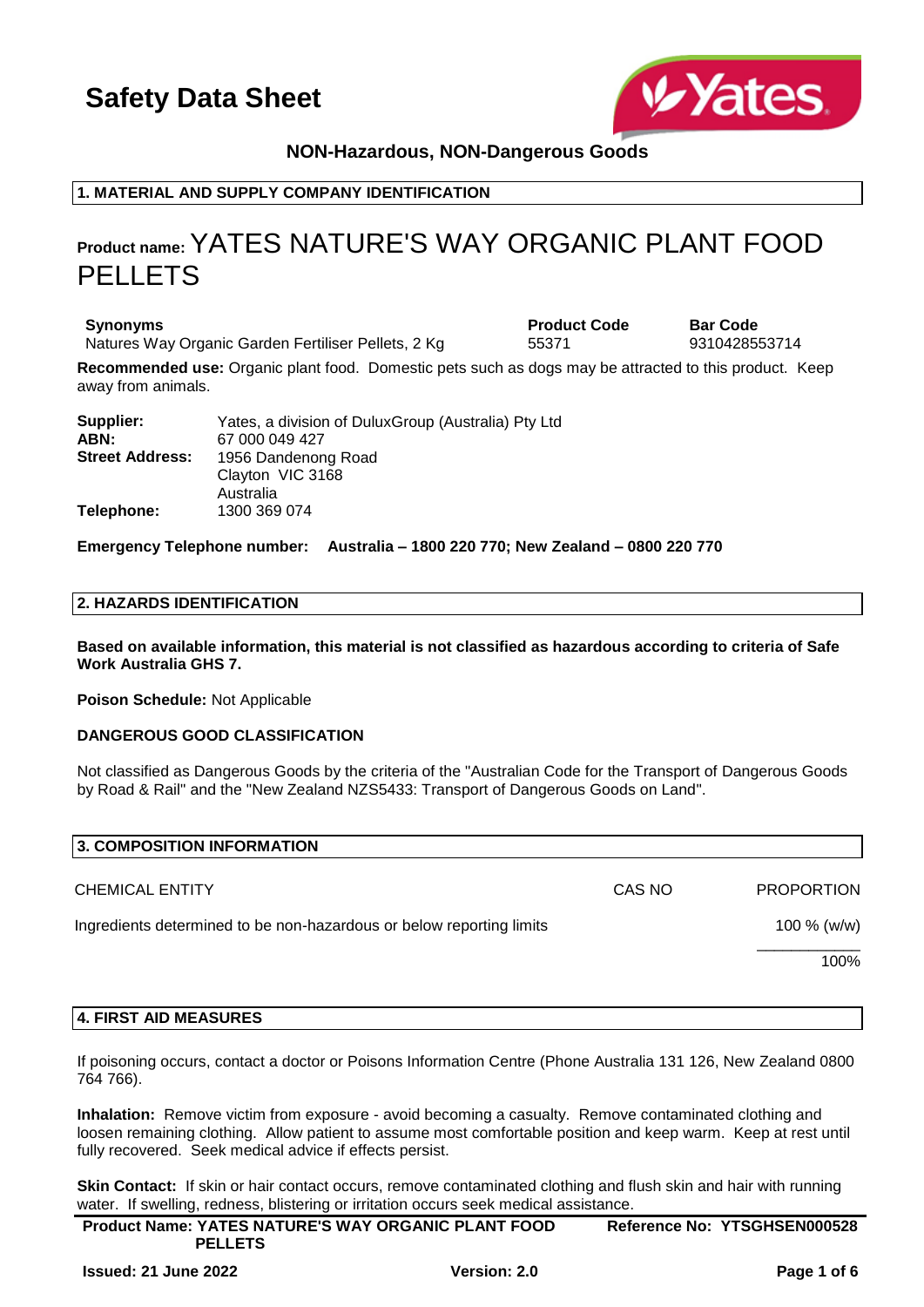# Safety Data Sheet

**NON-Hazardous, NON-Dangerous Goods**

## 1. MATERIAL AND SUPPLY COMPANY IDENTIFICATION

# Product name: YATES NATURE'S WAY ORGANIC PLANT FOOD PELLETS

| Synonyms | Product Code | Bar Code |
|---|---|---|
| Natures Way Organic Garden Fertiliser Pellets, 2 Kg | 55371 | 9310428553714 |

**Recommended use:** Organic plant food. Domestic pets such as dogs may be attracted to this product. Keep away from animals.

**Supplier:** Yates, a division of DuluxGroup (Australia) Pty Ltd
**ABN:** 67 000 049 427
**Street Address:** 1956 Dandenong Road
Clayton VIC 3168
Australia
**Telephone:** 1300 369 074

**Emergency Telephone number: Australia – 1800 220 770; New Zealand – 0800 220 770**

## 2. HAZARDS IDENTIFICATION

**Based on available information, this material is not classified as hazardous according to criteria of Safe Work Australia GHS 7.**

**Poison Schedule:** Not Applicable

**DANGEROUS GOOD CLASSIFICATION**

Not classified as Dangerous Goods by the criteria of the "Australian Code for the Transport of Dangerous Goods by Road & Rail" and the "New Zealand NZS5433: Transport of Dangerous Goods on Land".

## 3. COMPOSITION INFORMATION

| CHEMICAL ENTITY | CAS NO | PROPORTION |
|---|---|---|
| Ingredients determined to be non-hazardous or below reporting limits | | 100 % (w/w) |
| | | 100% |

## 4. FIRST AID MEASURES

If poisoning occurs, contact a doctor or Poisons Information Centre (Phone Australia 131 126, New Zealand 0800 764 766).

**Inhalation:** Remove victim from exposure - avoid becoming a casualty. Remove contaminated clothing and loosen remaining clothing. Allow patient to assume most comfortable position and keep warm. Keep at rest until fully recovered. Seek medical advice if effects persist.

**Skin Contact:** If skin or hair contact occurs, remove contaminated clothing and flush skin and hair with running water. If swelling, redness, blistering or irritation occurs seek medical assistance.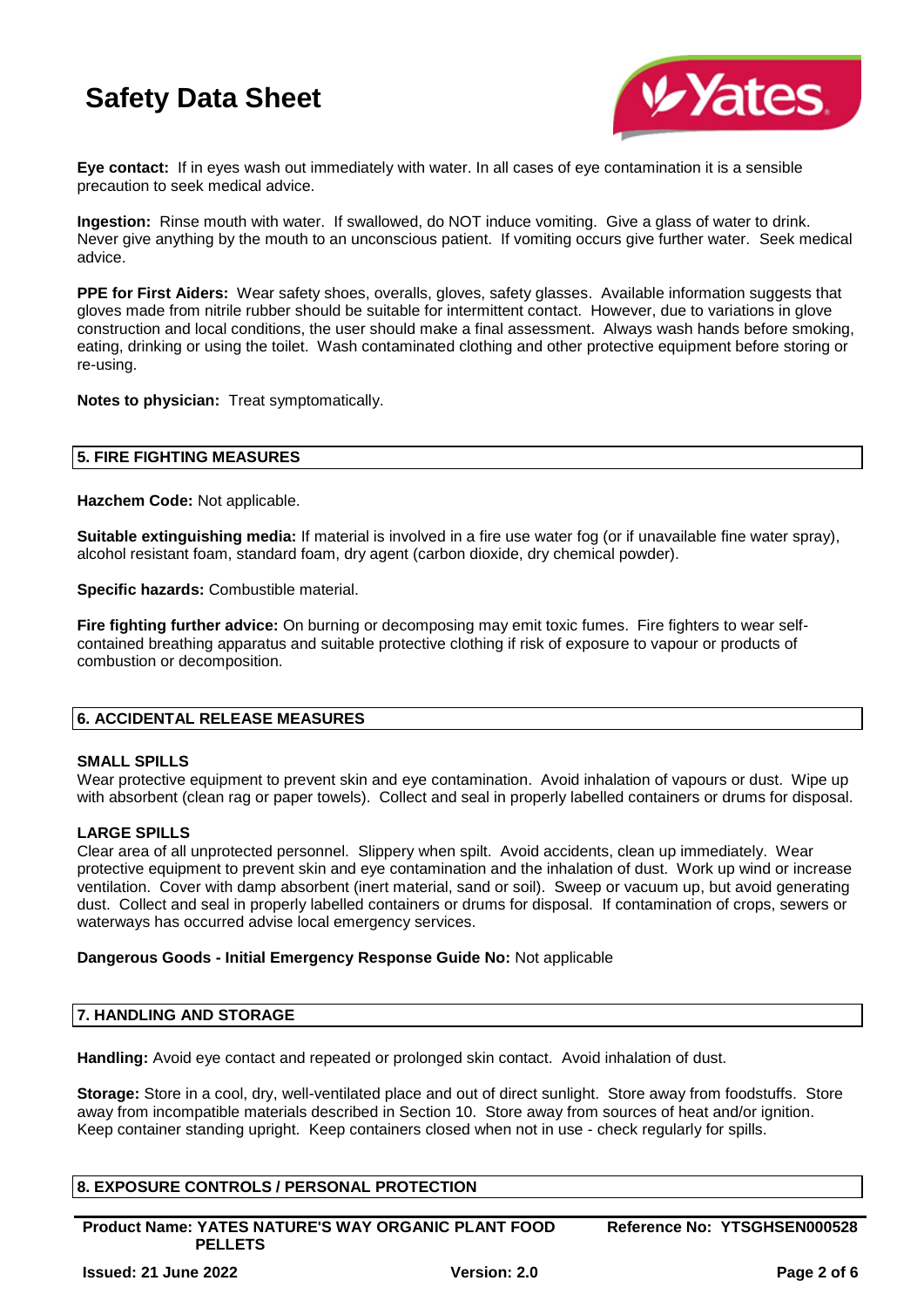**Eye contact:** If in eyes wash out immediately with water. In all cases of eye contamination it is a sensible precaution to seek medical advice.

**Ingestion:** Rinse mouth with water. If swallowed, do NOT induce vomiting. Give a glass of water to drink. Never give anything by the mouth to an unconscious patient. If vomiting occurs give further water. Seek medical advice.

**PPE for First Aiders:** Wear safety shoes, overalls, gloves, safety glasses. Available information suggests that gloves made from nitrile rubber should be suitable for intermittent contact. However, due to variations in glove construction and local conditions, the user should make a final assessment. Always wash hands before smoking, eating, drinking or using the toilet. Wash contaminated clothing and other protective equipment before storing or re-using.

**Notes to physician:** Treat symptomatically.

## 5. FIRE FIGHTING MEASURES

**Hazchem Code:** Not applicable.

**Suitable extinguishing media:** If material is involved in a fire use water fog (or if unavailable fine water spray), alcohol resistant foam, standard foam, dry agent (carbon dioxide, dry chemical powder).

**Specific hazards:** Combustible material.

**Fire fighting further advice:** On burning or decomposing may emit toxic fumes. Fire fighters to wear self-contained breathing apparatus and suitable protective clothing if risk of exposure to vapour or products of combustion or decomposition.

## 6. ACCIDENTAL RELEASE MEASURES

### SMALL SPILLS

Wear protective equipment to prevent skin and eye contamination. Avoid inhalation of vapours or dust. Wipe up with absorbent (clean rag or paper towels). Collect and seal in properly labelled containers or drums for disposal.

### LARGE SPILLS

Clear area of all unprotected personnel. Slippery when spilt. Avoid accidents, clean up immediately. Wear protective equipment to prevent skin and eye contamination and the inhalation of dust. Work up wind or increase ventilation. Cover with damp absorbent (inert material, sand or soil). Sweep or vacuum up, but avoid generating dust. Collect and seal in properly labelled containers or drums for disposal. If contamination of crops, sewers or waterways has occurred advise local emergency services.

**Dangerous Goods - Initial Emergency Response Guide No:** Not applicable

## 7. HANDLING AND STORAGE

**Handling:** Avoid eye contact and repeated or prolonged skin contact. Avoid inhalation of dust.

**Storage:** Store in a cool, dry, well-ventilated place and out of direct sunlight. Store away from foodstuffs. Store away from incompatible materials described in Section 10. Store away from sources of heat and/or ignition. Keep container standing upright. Keep containers closed when not in use - check regularly for spills.

## 8. EXPOSURE CONTROLS / PERSONAL PROTECTION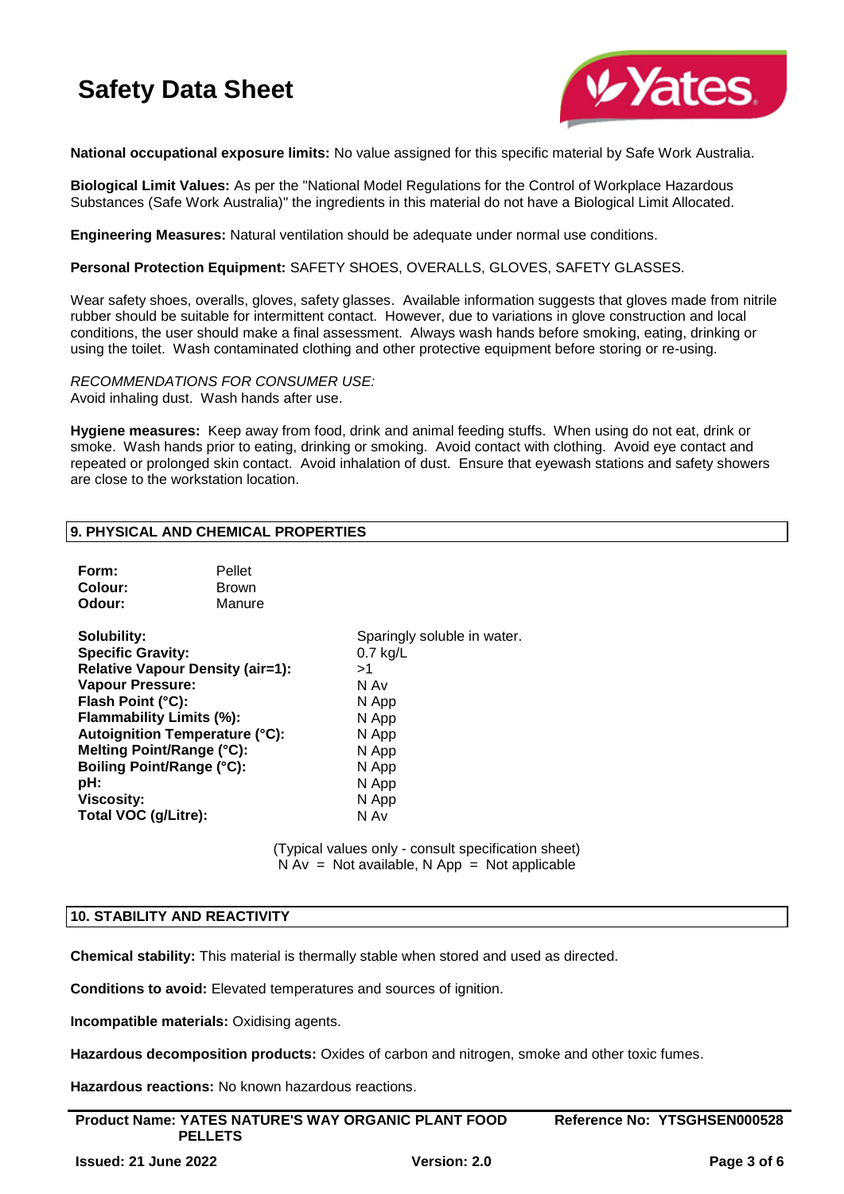**National occupational exposure limits:** No value assigned for this specific material by Safe Work Australia.

**Biological Limit Values:** As per the "National Model Regulations for the Control of Workplace Hazardous Substances (Safe Work Australia)" the ingredients in this material do not have a Biological Limit Allocated.

**Engineering Measures:** Natural ventilation should be adequate under normal use conditions.

**Personal Protection Equipment:** SAFETY SHOES, OVERALLS, GLOVES, SAFETY GLASSES.

Wear safety shoes, overalls, gloves, safety glasses. Available information suggests that gloves made from nitrile rubber should be suitable for intermittent contact. However, due to variations in glove construction and local conditions, the user should make a final assessment. Always wash hands before smoking, eating, drinking or using the toilet. Wash contaminated clothing and other protective equipment before storing or re-using.

*RECOMMENDATIONS FOR CONSUMER USE:*
Avoid inhaling dust. Wash hands after use.

**Hygiene measures:** Keep away from food, drink and animal feeding stuffs. When using do not eat, drink or smoke. Wash hands prior to eating, drinking or smoking. Avoid contact with clothing. Avoid eye contact and repeated or prolonged skin contact. Avoid inhalation of dust. Ensure that eyewash stations and safety showers are close to the workstation location.

## 9. PHYSICAL AND CHEMICAL PROPERTIES

| | |
|---|---|
| **Form:** | Pellet |
| **Colour:** | Brown |
| **Odour:** | Manure |

| | |
|---|---|
| **Solubility:** | Sparingly soluble in water. |
| **Specific Gravity:** | 0.7 kg/L |
| **Relative Vapour Density (air=1):** | >1 |
| **Vapour Pressure:** | N Av |
| **Flash Point (°C):** | N App |
| **Flammability Limits (%):** | N App |
| **Autoignition Temperature (°C):** | N App |
| **Melting Point/Range (°C):** | N App |
| **Boiling Point/Range (°C):** | N App |
| **pH:** | N App |
| **Viscosity:** | N App |
| **Total VOC (g/Litre):** | N Av |

(Typical values only - consult specification sheet)
N Av = Not available, N App = Not applicable

## 10. STABILITY AND REACTIVITY

**Chemical stability:** This material is thermally stable when stored and used as directed.

**Conditions to avoid:** Elevated temperatures and sources of ignition.

**Incompatible materials:** Oxidising agents.

**Hazardous decomposition products:** Oxides of carbon and nitrogen, smoke and other toxic fumes.

**Hazardous reactions:** No known hazardous reactions.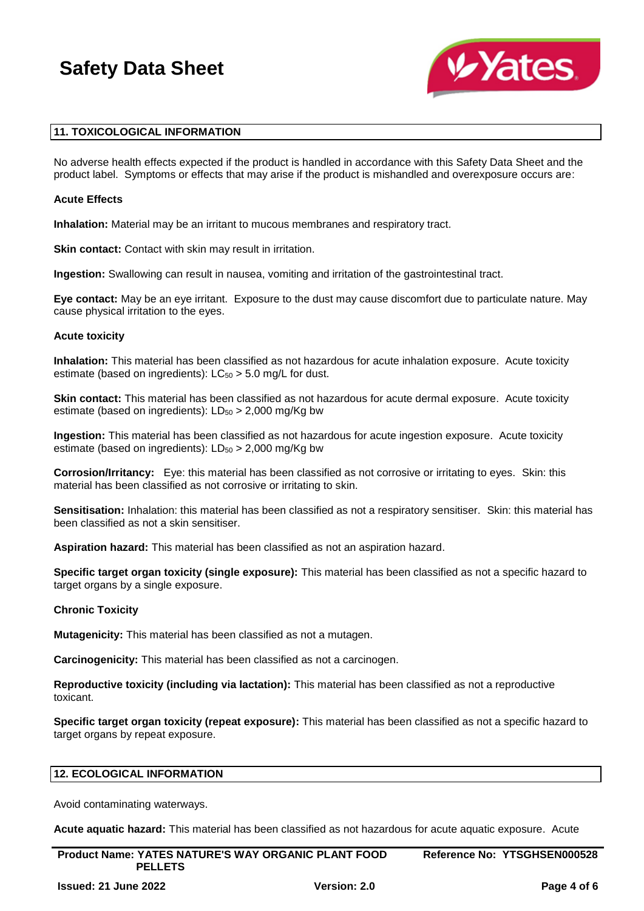## 11. TOXICOLOGICAL INFORMATION

No adverse health effects expected if the product is handled in accordance with this Safety Data Sheet and the product label. Symptoms or effects that may arise if the product is mishandled and overexposure occurs are:

### Acute Effects

**Inhalation:** Material may be an irritant to mucous membranes and respiratory tract.

**Skin contact:** Contact with skin may result in irritation.

**Ingestion:** Swallowing can result in nausea, vomiting and irritation of the gastrointestinal tract.

**Eye contact:** May be an eye irritant. Exposure to the dust may cause discomfort due to particulate nature. May cause physical irritation to the eyes.

### Acute toxicity

**Inhalation:** This material has been classified as not hazardous for acute inhalation exposure. Acute toxicity estimate (based on ingredients): $LC_{50}$ > 5.0 mg/L for dust.

**Skin contact:** This material has been classified as not hazardous for acute dermal exposure. Acute toxicity estimate (based on ingredients): $LD_{50}$ > 2,000 mg/Kg bw

**Ingestion:** This material has been classified as not hazardous for acute ingestion exposure. Acute toxicity estimate (based on ingredients): $LD_{50}$ > 2,000 mg/Kg bw

**Corrosion/Irritancy:** Eye: this material has been classified as not corrosive or irritating to eyes. Skin: this material has been classified as not corrosive or irritating to skin.

**Sensitisation:** Inhalation: this material has been classified as not a respiratory sensitiser. Skin: this material has been classified as not a skin sensitiser.

**Aspiration hazard:** This material has been classified as not an aspiration hazard.

**Specific target organ toxicity (single exposure):** This material has been classified as not a specific hazard to target organs by a single exposure.

### Chronic Toxicity

**Mutagenicity:** This material has been classified as not a mutagen.

**Carcinogenicity:** This material has been classified as not a carcinogen.

**Reproductive toxicity (including via lactation):** This material has been classified as not a reproductive toxicant.

**Specific target organ toxicity (repeat exposure):** This material has been classified as not a specific hazard to target organs by repeat exposure.

## 12. ECOLOGICAL INFORMATION

Avoid contaminating waterways.

**Acute aquatic hazard:** This material has been classified as not hazardous for acute aquatic exposure. Acute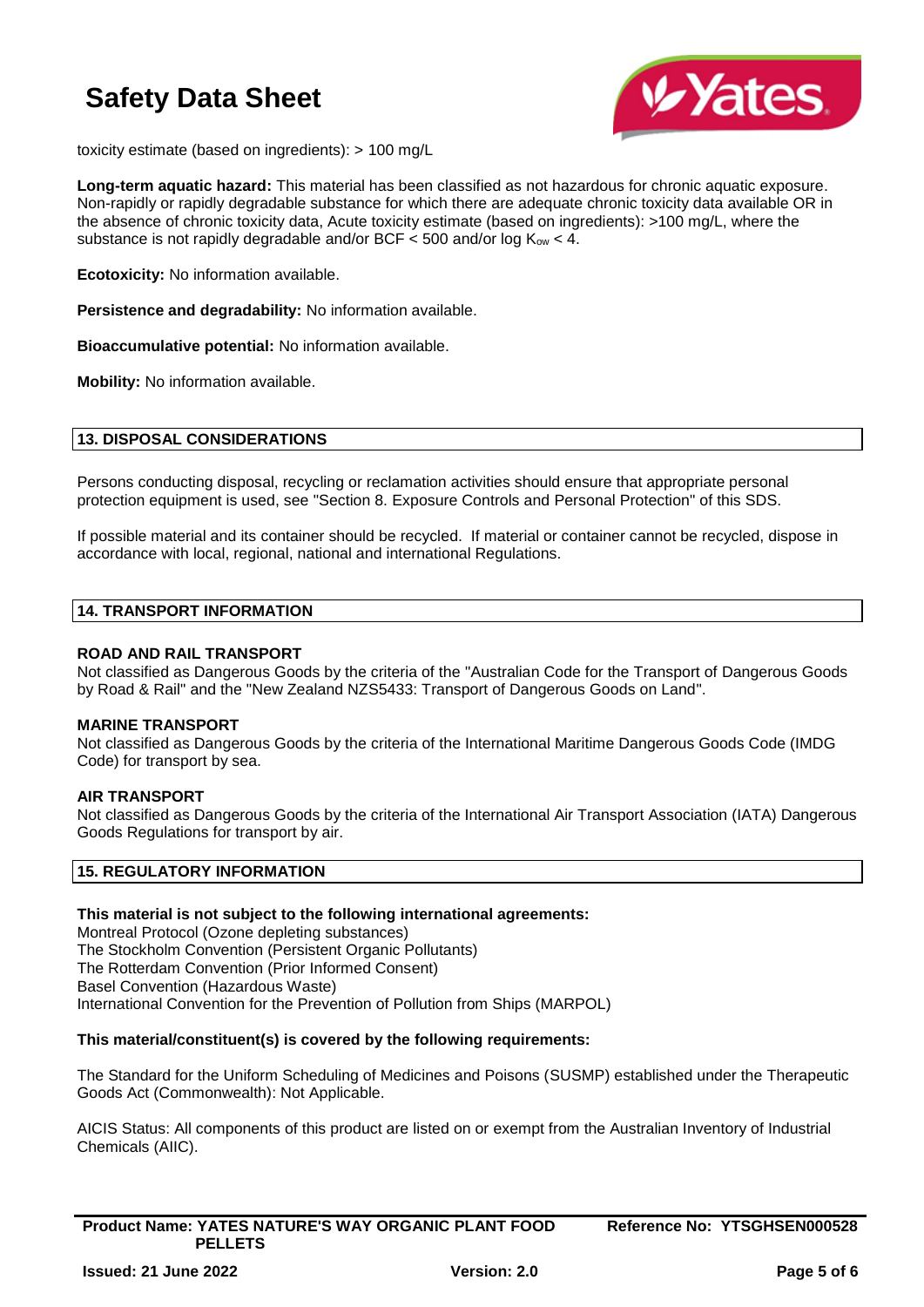toxicity estimate (based on ingredients): > 100 mg/L

**Long-term aquatic hazard:** This material has been classified as not hazardous for chronic aquatic exposure. Non-rapidly or rapidly degradable substance for which there are adequate chronic toxicity data available OR in the absence of chronic toxicity data, Acute toxicity estimate (based on ingredients): >100 mg/L, where the substance is not rapidly degradable and/or BCF < 500 and/or log $K_{ow}$ < 4.

**Ecotoxicity:** No information available.

**Persistence and degradability:** No information available.

**Bioaccumulative potential:** No information available.

**Mobility:** No information available.

## 13. DISPOSAL CONSIDERATIONS

Persons conducting disposal, recycling or reclamation activities should ensure that appropriate personal protection equipment is used, see "Section 8. Exposure Controls and Personal Protection" of this SDS.

If possible material and its container should be recycled. If material or container cannot be recycled, dispose in accordance with local, regional, national and international Regulations.

## 14. TRANSPORT INFORMATION

**ROAD AND RAIL TRANSPORT**
Not classified as Dangerous Goods by the criteria of the "Australian Code for the Transport of Dangerous Goods by Road & Rail" and the "New Zealand NZS5433: Transport of Dangerous Goods on Land".

**MARINE TRANSPORT**
Not classified as Dangerous Goods by the criteria of the International Maritime Dangerous Goods Code (IMDG Code) for transport by sea.

**AIR TRANSPORT**
Not classified as Dangerous Goods by the criteria of the International Air Transport Association (IATA) Dangerous Goods Regulations for transport by air.

## 15. REGULATORY INFORMATION

**This material is not subject to the following international agreements:**
Montreal Protocol (Ozone depleting substances)
The Stockholm Convention (Persistent Organic Pollutants)
The Rotterdam Convention (Prior Informed Consent)
Basel Convention (Hazardous Waste)
International Convention for the Prevention of Pollution from Ships (MARPOL)

**This material/constituent(s) is covered by the following requirements:**

The Standard for the Uniform Scheduling of Medicines and Poisons (SUSMP) established under the Therapeutic Goods Act (Commonwealth): Not Applicable.

AICIS Status: All components of this product are listed on or exempt from the Australian Inventory of Industrial Chemicals (AIIC).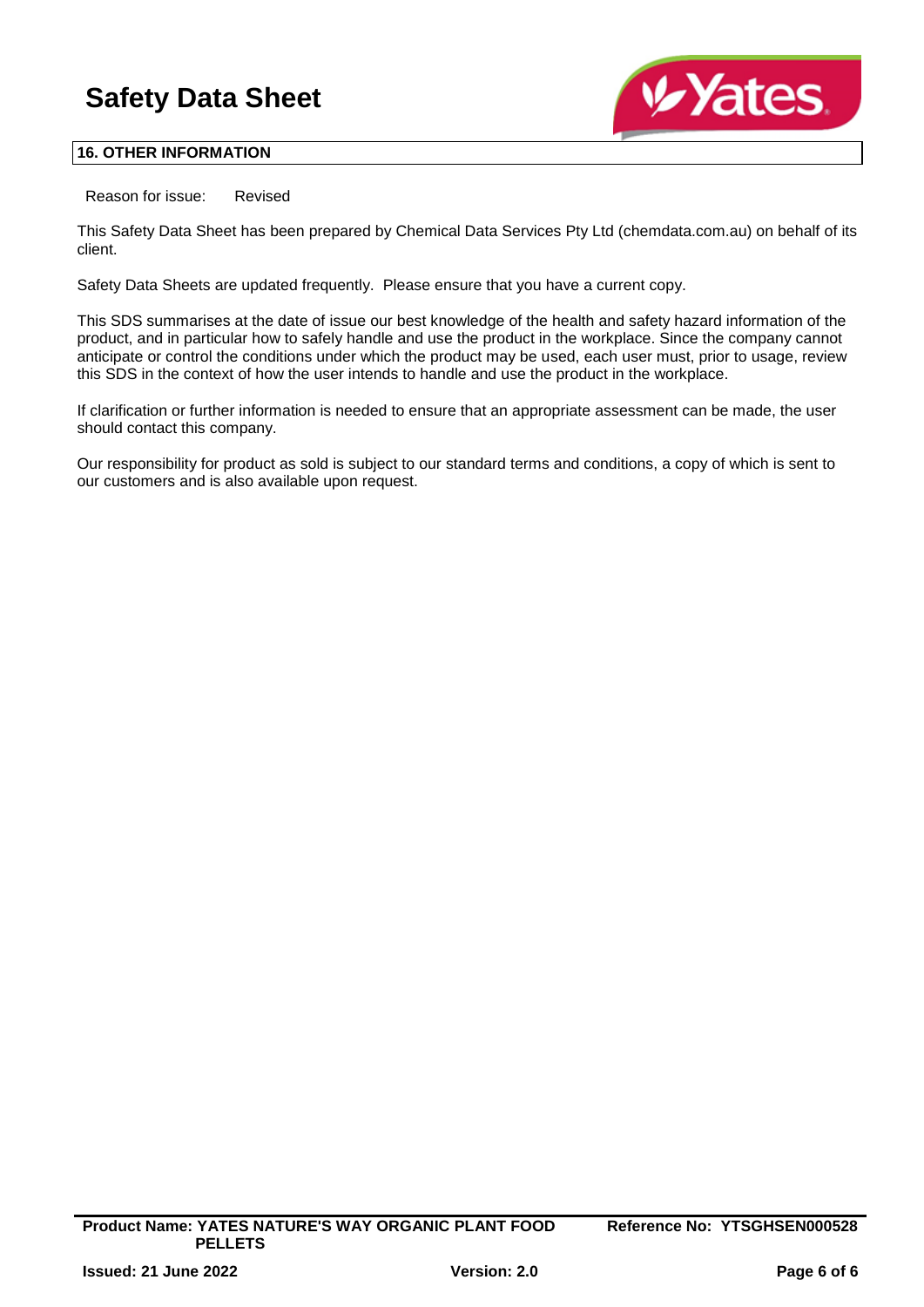## 16. OTHER INFORMATION

Reason for issue: Revised

This Safety Data Sheet has been prepared by Chemical Data Services Pty Ltd (chemdata.com.au) on behalf of its client.

Safety Data Sheets are updated frequently. Please ensure that you have a current copy.

This SDS summarises at the date of issue our best knowledge of the health and safety hazard information of the product, and in particular how to safely handle and use the product in the workplace. Since the company cannot anticipate or control the conditions under which the product may be used, each user must, prior to usage, review this SDS in the context of how the user intends to handle and use the product in the workplace.

If clarification or further information is needed to ensure that an appropriate assessment can be made, the user should contact this company.

Our responsibility for product as sold is subject to our standard terms and conditions, a copy of which is sent to our customers and is also available upon request.